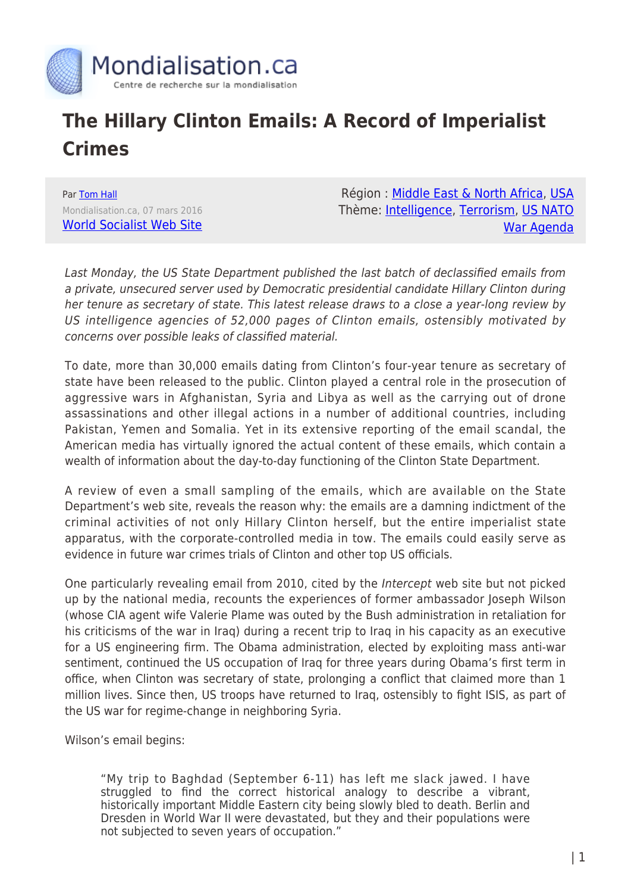Mondialisation.ca
Centre de recherche sur la mondialisation

# The Hillary Clinton Emails: A Record of Imperialist Crimes

Par [Tom Hall]
Mondialisation.ca, 07 mars 2016
[World Socialist Web Site]

Région : [Middle East & North Africa], [USA]
Thème: [Intelligence], [Terrorism], [US NATO War Agenda]

*Last Monday, the US State Department published the last batch of declassified emails from a private, unsecured server used by Democratic presidential candidate Hillary Clinton during her tenure as secretary of state. This latest release draws to a close a year-long review by US intelligence agencies of 52,000 pages of Clinton emails, ostensibly motivated by concerns over possible leaks of classified material.*

To date, more than 30,000 emails dating from Clinton's four-year tenure as secretary of state have been released to the public. Clinton played a central role in the prosecution of aggressive wars in Afghanistan, Syria and Libya as well as the carrying out of drone assassinations and other illegal actions in a number of additional countries, including Pakistan, Yemen and Somalia. Yet in its extensive reporting of the email scandal, the American media has virtually ignored the actual content of these emails, which contain a wealth of information about the day-to-day functioning of the Clinton State Department.

A review of even a small sampling of the emails, which are available on the State Department's web site, reveals the reason why: the emails are a damning indictment of the criminal activities of not only Hillary Clinton herself, but the entire imperialist state apparatus, with the corporate-controlled media in tow. The emails could easily serve as evidence in future war crimes trials of Clinton and other top US officials.

One particularly revealing email from 2010, cited by the *Intercept* web site but not picked up by the national media, recounts the experiences of former ambassador Joseph Wilson (whose CIA agent wife Valerie Plame was outed by the Bush administration in retaliation for his criticisms of the war in Iraq) during a recent trip to Iraq in his capacity as an executive for a US engineering firm. The Obama administration, elected by exploiting mass anti-war sentiment, continued the US occupation of Iraq for three years during Obama's first term in office, when Clinton was secretary of state, prolonging a conflict that claimed more than 1 million lives. Since then, US troops have returned to Iraq, ostensibly to fight ISIS, as part of the US war for regime-change in neighboring Syria.

Wilson's email begins:

> "My trip to Baghdad (September 6-11) has left me slack jawed. I have struggled to find the correct historical analogy to describe a vibrant, historically important Middle Eastern city being slowly bled to death. Berlin and Dresden in World War II were devastated, but they and their populations were not subjected to seven years of occupation."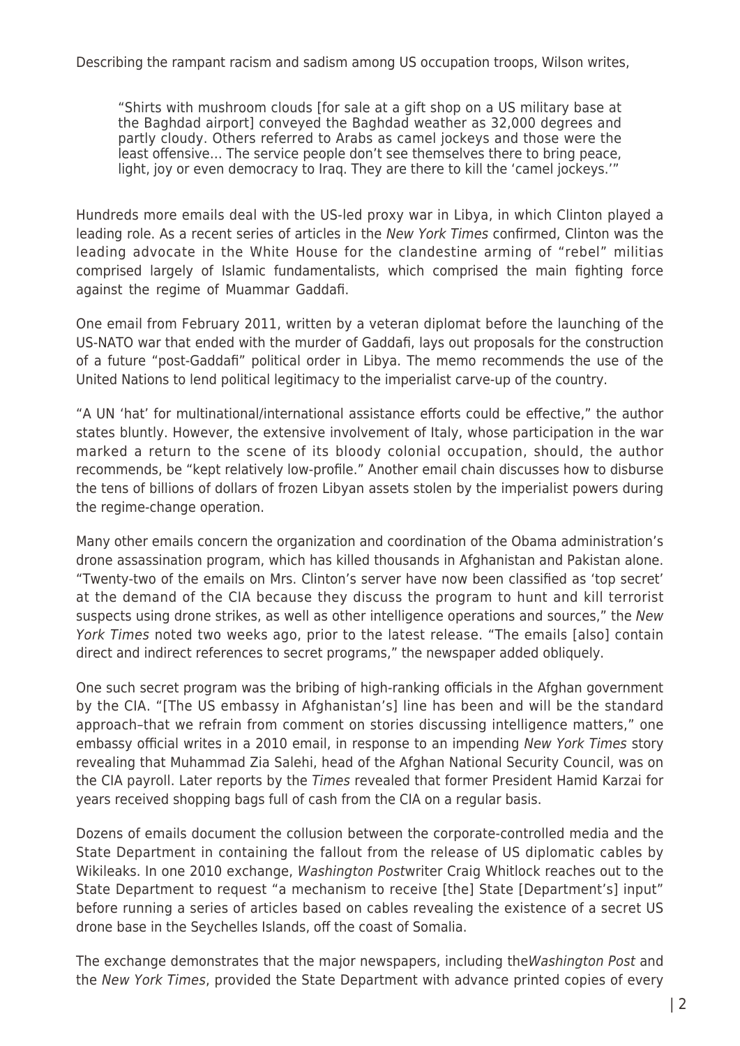Describing the rampant racism and sadism among US occupation troops, Wilson writes,

> "Shirts with mushroom clouds [for sale at a gift shop on a US military base at the Baghdad airport] conveyed the Baghdad weather as 32,000 degrees and partly cloudy. Others referred to Arabs as camel jockeys and those were the least offensive… The service people don't see themselves there to bring peace, light, joy or even democracy to Iraq. They are there to kill the 'camel jockeys.'"

Hundreds more emails deal with the US-led proxy war in Libya, in which Clinton played a leading role. As a recent series of articles in the *New York Times* confirmed, Clinton was the leading advocate in the White House for the clandestine arming of "rebel" militias comprised largely of Islamic fundamentalists, which comprised the main fighting force against the regime of Muammar Gaddafi.

One email from February 2011, written by a veteran diplomat before the launching of the US-NATO war that ended with the murder of Gaddafi, lays out proposals for the construction of a future "post-Gaddafi" political order in Libya. The memo recommends the use of the United Nations to lend political legitimacy to the imperialist carve-up of the country.

"A UN 'hat' for multinational/international assistance efforts could be effective," the author states bluntly. However, the extensive involvement of Italy, whose participation in the war marked a return to the scene of its bloody colonial occupation, should, the author recommends, be "kept relatively low-profile." Another email chain discusses how to disburse the tens of billions of dollars of frozen Libyan assets stolen by the imperialist powers during the regime-change operation.

Many other emails concern the organization and coordination of the Obama administration's drone assassination program, which has killed thousands in Afghanistan and Pakistan alone. "Twenty-two of the emails on Mrs. Clinton's server have now been classified as 'top secret' at the demand of the CIA because they discuss the program to hunt and kill terrorist suspects using drone strikes, as well as other intelligence operations and sources," the *New York Times* noted two weeks ago, prior to the latest release. "The emails [also] contain direct and indirect references to secret programs," the newspaper added obliquely.

One such secret program was the bribing of high-ranking officials in the Afghan government by the CIA. "[The US embassy in Afghanistan's] line has been and will be the standard approach–that we refrain from comment on stories discussing intelligence matters," one embassy official writes in a 2010 email, in response to an impending *New York Times* story revealing that Muhammad Zia Salehi, head of the Afghan National Security Council, was on the CIA payroll. Later reports by the *Times* revealed that former President Hamid Karzai for years received shopping bags full of cash from the CIA on a regular basis.

Dozens of emails document the collusion between the corporate-controlled media and the State Department in containing the fallout from the release of US diplomatic cables by Wikileaks. In one 2010 exchange, *Washington Post*writer Craig Whitlock reaches out to the State Department to request "a mechanism to receive [the] State [Department's] input" before running a series of articles based on cables revealing the existence of a secret US drone base in the Seychelles Islands, off the coast of Somalia.

The exchange demonstrates that the major newspapers, including the*Washington Post* and the *New York Times*, provided the State Department with advance printed copies of every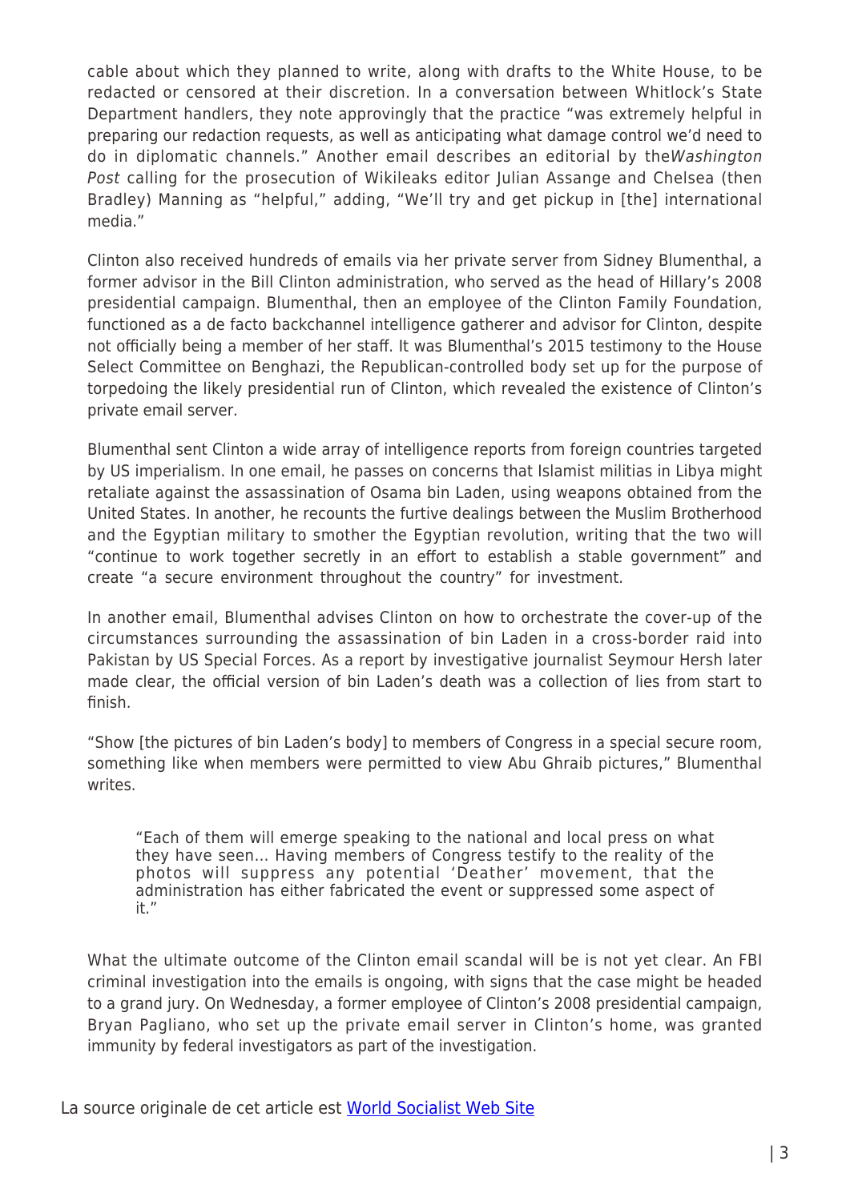cable about which they planned to write, along with drafts to the White House, to be redacted or censored at their discretion. In a conversation between Whitlock's State Department handlers, they note approvingly that the practice "was extremely helpful in preparing our redaction requests, as well as anticipating what damage control we'd need to do in diplomatic channels." Another email describes an editorial by the*Washington Post* calling for the prosecution of Wikileaks editor Julian Assange and Chelsea (then Bradley) Manning as "helpful," adding, "We'll try and get pickup in [the] international media."

Clinton also received hundreds of emails via her private server from Sidney Blumenthal, a former advisor in the Bill Clinton administration, who served as the head of Hillary's 2008 presidential campaign. Blumenthal, then an employee of the Clinton Family Foundation, functioned as a de facto backchannel intelligence gatherer and advisor for Clinton, despite not officially being a member of her staff. It was Blumenthal's 2015 testimony to the House Select Committee on Benghazi, the Republican-controlled body set up for the purpose of torpedoing the likely presidential run of Clinton, which revealed the existence of Clinton's private email server.

Blumenthal sent Clinton a wide array of intelligence reports from foreign countries targeted by US imperialism. In one email, he passes on concerns that Islamist militias in Libya might retaliate against the assassination of Osama bin Laden, using weapons obtained from the United States. In another, he recounts the furtive dealings between the Muslim Brotherhood and the Egyptian military to smother the Egyptian revolution, writing that the two will "continue to work together secretly in an effort to establish a stable government" and create "a secure environment throughout the country" for investment.

In another email, Blumenthal advises Clinton on how to orchestrate the cover-up of the circumstances surrounding the assassination of bin Laden in a cross-border raid into Pakistan by US Special Forces. As a report by investigative journalist Seymour Hersh later made clear, the official version of bin Laden's death was a collection of lies from start to finish.

"Show [the pictures of bin Laden's body] to members of Congress in a special secure room, something like when members were permitted to view Abu Ghraib pictures," Blumenthal writes.

> "Each of them will emerge speaking to the national and local press on what they have seen… Having members of Congress testify to the reality of the photos will suppress any potential 'Deather' movement, that the administration has either fabricated the event or suppressed some aspect of it."

What the ultimate outcome of the Clinton email scandal will be is not yet clear. An FBI criminal investigation into the emails is ongoing, with signs that the case might be headed to a grand jury. On Wednesday, a former employee of Clinton's 2008 presidential campaign, Bryan Pagliano, who set up the private email server in Clinton's home, was granted immunity by federal investigators as part of the investigation.

La source originale de cet article est [World Socialist Web Site]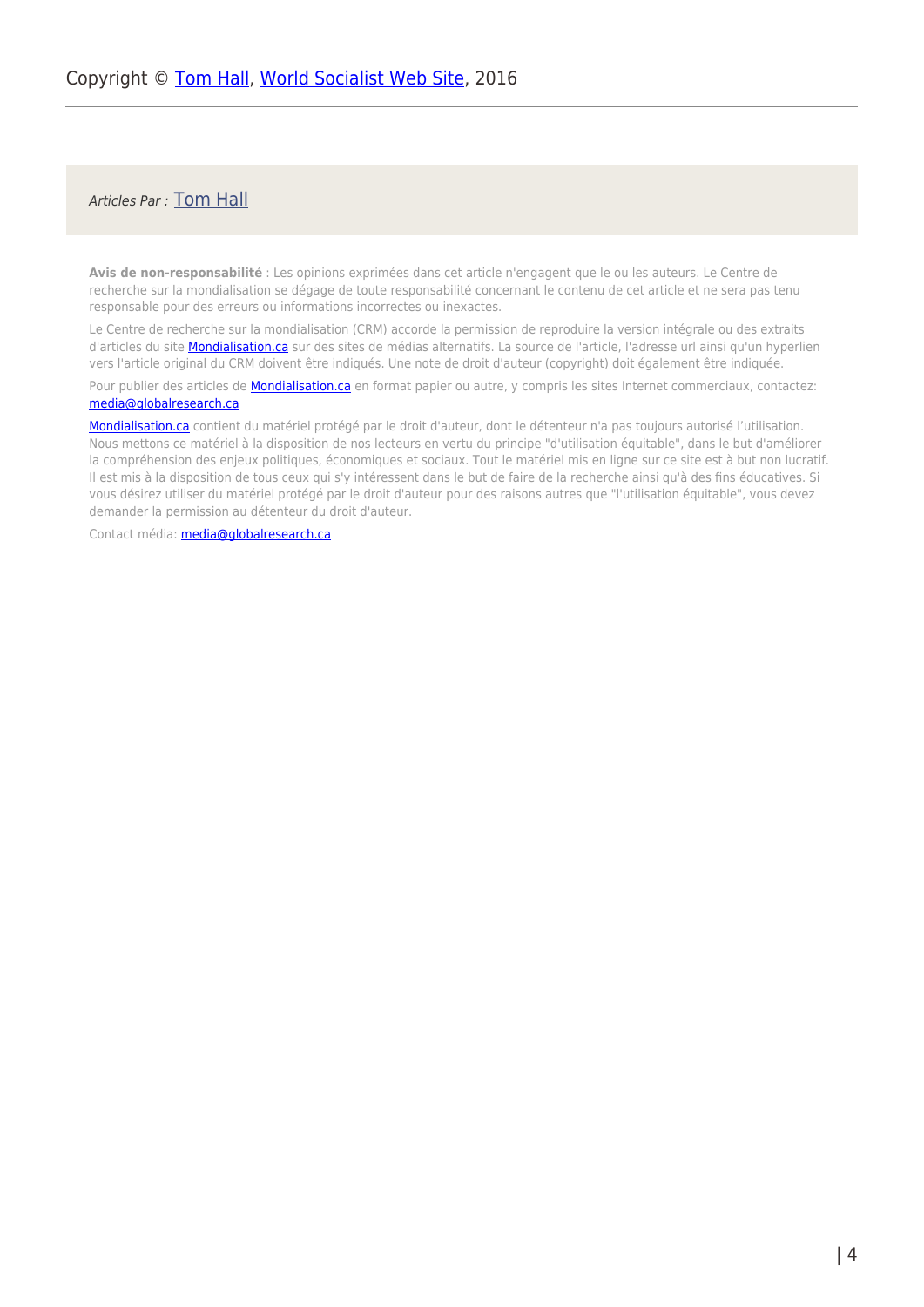Copyright © Tom Hall, World Socialist Web Site, 2016

---

*Articles Par :* Tom Hall

**Avis de non-responsabilité** : Les opinions exprimées dans cet article n'engagent que le ou les auteurs. Le Centre de recherche sur la mondialisation se dégage de toute responsabilité concernant le contenu de cet article et ne sera pas tenu responsable pour des erreurs ou informations incorrectes ou inexactes.

Le Centre de recherche sur la mondialisation (CRM) accorde la permission de reproduire la version intégrale ou des extraits d'articles du site Mondialisation.ca sur des sites de médias alternatifs. La source de l'article, l'adresse url ainsi qu'un hyperlien vers l'article original du CRM doivent être indiqués. Une note de droit d'auteur (copyright) doit également être indiquée.

Pour publier des articles de Mondialisation.ca en format papier ou autre, y compris les sites Internet commerciaux, contactez: media@globalresearch.ca

Mondialisation.ca contient du matériel protégé par le droit d'auteur, dont le détenteur n'a pas toujours autorisé l'utilisation. Nous mettons ce matériel à la disposition de nos lecteurs en vertu du principe "d'utilisation équitable", dans le but d'améliorer la compréhension des enjeux politiques, économiques et sociaux. Tout le matériel mis en ligne sur ce site est à but non lucratif. Il est mis à la disposition de tous ceux qui s'y intéressent dans le but de faire de la recherche ainsi qu'à des fins éducatives. Si vous désirez utiliser du matériel protégé par le droit d'auteur pour des raisons autres que "l'utilisation équitable", vous devez demander la permission au détenteur du droit d'auteur.

Contact média: media@globalresearch.ca